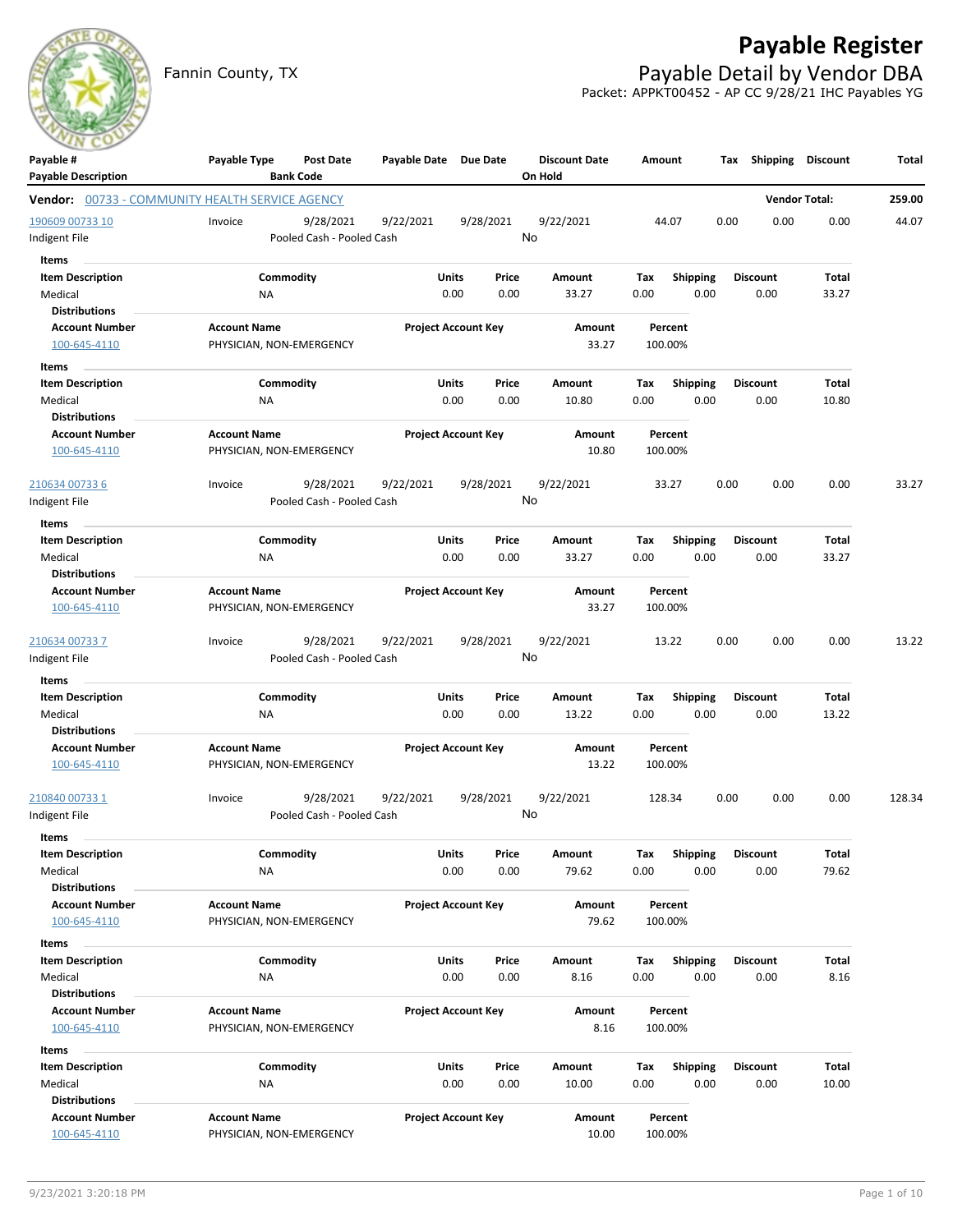# Payable Register

Fannin County, TX

## Payable Detail by Vendor DBA

Packet: APPKT00452 - AP CC 9/28/21 IHC Payables YG

| Payable # / Payable Description | Payable Type | Post Date / Bank Code | Payable Date | Due Date | Discount Date / On Hold | Amount | Tax | Shipping | Discount | Total |
|---|---|---|---|---|---|---|---|---|---|---|

**Vendor:** 00733 - COMMUNITY HEALTH SERVICE AGENCY — **Vendor Total:** 259.00

| Payable # / Payable Description | Payable Type | Post Date / Bank Code | Payable Date | Due Date | Discount Date / On Hold | Amount | Tax | Shipping | Discount | Total |
|---|---|---|---|---|---|---|---|---|---|---|
| 190609 00733 10 / Indigent File | Invoice | 9/28/2021 / Pooled Cash - Pooled Cash | 9/22/2021 | 9/28/2021 | 9/22/2021 / No | 44.07 | 0.00 | 0.00 | 0.00 | 44.07 |

**Items**

| Item Description | Commodity | Units | Price | Amount | Tax | Shipping | Discount | Total |
|---|---|---|---|---|---|---|---|---|
| Medical | NA | 0.00 | 0.00 | 33.27 | 0.00 | 0.00 | 0.00 | 33.27 |

**Distributions**

| Account Number | Account Name | Project Account Key | Amount | Percent |
|---|---|---|---|---|
| 100-645-4110 | PHYSICIAN, NON-EMERGENCY | | 33.27 | 100.00% |

**Items**

| Item Description | Commodity | Units | Price | Amount | Tax | Shipping | Discount | Total |
|---|---|---|---|---|---|---|---|---|
| Medical | NA | 0.00 | 0.00 | 10.80 | 0.00 | 0.00 | 0.00 | 10.80 |

**Distributions**

| Account Number | Account Name | Project Account Key | Amount | Percent |
|---|---|---|---|---|
| 100-645-4110 | PHYSICIAN, NON-EMERGENCY | | 10.80 | 100.00% |

| Payable # / Payable Description | Payable Type | Post Date / Bank Code | Payable Date | Due Date | Discount Date / On Hold | Amount | Tax | Shipping | Discount | Total |
|---|---|---|---|---|---|---|---|---|---|---|
| 210634 00733 6 / Indigent File | Invoice | 9/28/2021 / Pooled Cash - Pooled Cash | 9/22/2021 | 9/28/2021 | 9/22/2021 / No | 33.27 | 0.00 | 0.00 | 0.00 | 33.27 |

**Items**

| Item Description | Commodity | Units | Price | Amount | Tax | Shipping | Discount | Total |
|---|---|---|---|---|---|---|---|---|
| Medical | NA | 0.00 | 0.00 | 33.27 | 0.00 | 0.00 | 0.00 | 33.27 |

**Distributions**

| Account Number | Account Name | Project Account Key | Amount | Percent |
|---|---|---|---|---|
| 100-645-4110 | PHYSICIAN, NON-EMERGENCY | | 33.27 | 100.00% |

| Payable # / Payable Description | Payable Type | Post Date / Bank Code | Payable Date | Due Date | Discount Date / On Hold | Amount | Tax | Shipping | Discount | Total |
|---|---|---|---|---|---|---|---|---|---|---|
| 210634 00733 7 / Indigent File | Invoice | 9/28/2021 / Pooled Cash - Pooled Cash | 9/22/2021 | 9/28/2021 | 9/22/2021 / No | 13.22 | 0.00 | 0.00 | 0.00 | 13.22 |

**Items**

| Item Description | Commodity | Units | Price | Amount | Tax | Shipping | Discount | Total |
|---|---|---|---|---|---|---|---|---|
| Medical | NA | 0.00 | 0.00 | 13.22 | 0.00 | 0.00 | 0.00 | 13.22 |

**Distributions**

| Account Number | Account Name | Project Account Key | Amount | Percent |
|---|---|---|---|---|
| 100-645-4110 | PHYSICIAN, NON-EMERGENCY | | 13.22 | 100.00% |

| Payable # / Payable Description | Payable Type | Post Date / Bank Code | Payable Date | Due Date | Discount Date / On Hold | Amount | Tax | Shipping | Discount | Total |
|---|---|---|---|---|---|---|---|---|---|---|
| 210840 00733 1 / Indigent File | Invoice | 9/28/2021 / Pooled Cash - Pooled Cash | 9/22/2021 | 9/28/2021 | 9/22/2021 / No | 128.34 | 0.00 | 0.00 | 0.00 | 128.34 |

**Items**

| Item Description | Commodity | Units | Price | Amount | Tax | Shipping | Discount | Total |
|---|---|---|---|---|---|---|---|---|
| Medical | NA | 0.00 | 0.00 | 79.62 | 0.00 | 0.00 | 0.00 | 79.62 |

**Distributions**

| Account Number | Account Name | Project Account Key | Amount | Percent |
|---|---|---|---|---|
| 100-645-4110 | PHYSICIAN, NON-EMERGENCY | | 79.62 | 100.00% |

**Items**

| Item Description | Commodity | Units | Price | Amount | Tax | Shipping | Discount | Total |
|---|---|---|---|---|---|---|---|---|
| Medical | NA | 0.00 | 0.00 | 8.16 | 0.00 | 0.00 | 0.00 | 8.16 |

**Distributions**

| Account Number | Account Name | Project Account Key | Amount | Percent |
|---|---|---|---|---|
| 100-645-4110 | PHYSICIAN, NON-EMERGENCY | | 8.16 | 100.00% |

**Items**

| Item Description | Commodity | Units | Price | Amount | Tax | Shipping | Discount | Total |
|---|---|---|---|---|---|---|---|---|
| Medical | NA | 0.00 | 0.00 | 10.00 | 0.00 | 0.00 | 0.00 | 10.00 |

**Distributions**

| Account Number | Account Name | Project Account Key | Amount | Percent |
|---|---|---|---|---|
| 100-645-4110 | PHYSICIAN, NON-EMERGENCY | | 10.00 | 100.00% |

9/23/2021 3:20:18 PM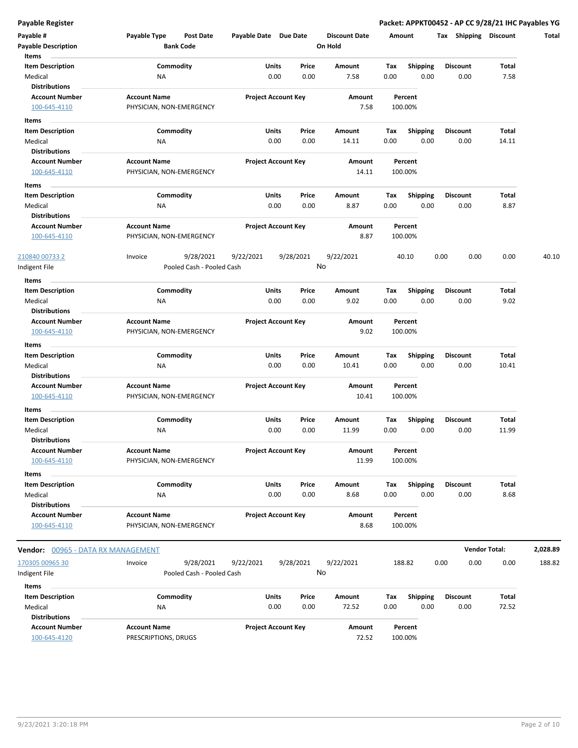**Payable Register** — **Packet: APPKT00452 - AP CC 9/28/21 IHC Payables YG**

| Payable # | Payable Type | Post Date | Payable Date | Due Date | Discount Date | Amount | Tax | Shipping | Discount | Total |
|---|---|---|---|---|---|---|---|---|---|---|
| Payable Description | | Bank Code | | | On Hold | | | | | |

**Items**

| Item Description | Commodity | Units | Price | Amount | Tax | Shipping | Discount | Total |
|---|---|---|---|---|---|---|---|---|
| Medical | NA | 0.00 | 0.00 | 7.58 | 0.00 | 0.00 | 0.00 | 7.58 |

**Distributions**

| Account Number | Account Name | Project Account Key | Amount | Percent |
|---|---|---|---|---|
| 100-645-4110 | PHYSICIAN, NON-EMERGENCY | | 7.58 | 100.00% |

**Items**

| Item Description | Commodity | Units | Price | Amount | Tax | Shipping | Discount | Total |
|---|---|---|---|---|---|---|---|---|
| Medical | NA | 0.00 | 0.00 | 14.11 | 0.00 | 0.00 | 0.00 | 14.11 |

**Distributions**

| Account Number | Account Name | Project Account Key | Amount | Percent |
|---|---|---|---|---|
| 100-645-4110 | PHYSICIAN, NON-EMERGENCY | | 14.11 | 100.00% |

**Items**

| Item Description | Commodity | Units | Price | Amount | Tax | Shipping | Discount | Total |
|---|---|---|---|---|---|---|---|---|
| Medical | NA | 0.00 | 0.00 | 8.87 | 0.00 | 0.00 | 0.00 | 8.87 |

**Distributions**

| Account Number | Account Name | Project Account Key | Amount | Percent |
|---|---|---|---|---|
| 100-645-4110 | PHYSICIAN, NON-EMERGENCY | | 8.87 | 100.00% |

| Payable # | Payable Type | Post Date | Payable Date | Due Date | Discount Date | Amount | Tax | Shipping | Discount | Total |
|---|---|---|---|---|---|---|---|---|---|---|
| 210840 00733 2 | Invoice | 9/28/2021 | 9/22/2021 | 9/28/2021 | 9/22/2021 | 40.10 | 0.00 | 0.00 | 0.00 | 40.10 |
| Indigent File | | Pooled Cash - Pooled Cash | | | No | | | | | |

**Items**

| Item Description | Commodity | Units | Price | Amount | Tax | Shipping | Discount | Total |
|---|---|---|---|---|---|---|---|---|
| Medical | NA | 0.00 | 0.00 | 9.02 | 0.00 | 0.00 | 0.00 | 9.02 |

**Distributions**

| Account Number | Account Name | Project Account Key | Amount | Percent |
|---|---|---|---|---|
| 100-645-4110 | PHYSICIAN, NON-EMERGENCY | | 9.02 | 100.00% |

**Items**

| Item Description | Commodity | Units | Price | Amount | Tax | Shipping | Discount | Total |
|---|---|---|---|---|---|---|---|---|
| Medical | NA | 0.00 | 0.00 | 10.41 | 0.00 | 0.00 | 0.00 | 10.41 |

**Distributions**

| Account Number | Account Name | Project Account Key | Amount | Percent |
|---|---|---|---|---|
| 100-645-4110 | PHYSICIAN, NON-EMERGENCY | | 10.41 | 100.00% |

**Items**

| Item Description | Commodity | Units | Price | Amount | Tax | Shipping | Discount | Total |
|---|---|---|---|---|---|---|---|---|
| Medical | NA | 0.00 | 0.00 | 11.99 | 0.00 | 0.00 | 0.00 | 11.99 |

**Distributions**

| Account Number | Account Name | Project Account Key | Amount | Percent |
|---|---|---|---|---|
| 100-645-4110 | PHYSICIAN, NON-EMERGENCY | | 11.99 | 100.00% |

**Items**

| Item Description | Commodity | Units | Price | Amount | Tax | Shipping | Discount | Total |
|---|---|---|---|---|---|---|---|---|
| Medical | NA | 0.00 | 0.00 | 8.68 | 0.00 | 0.00 | 0.00 | 8.68 |

**Distributions**

| Account Number | Account Name | Project Account Key | Amount | Percent |
|---|---|---|---|---|
| 100-645-4110 | PHYSICIAN, NON-EMERGENCY | | 8.68 | 100.00% |

**Vendor:** 00965 - DATA RX MANAGEMENT — **Vendor Total:** 2,028.89

| Payable # | Payable Type | Post Date | Payable Date | Due Date | Discount Date | Amount | Tax | Shipping | Discount | Total |
|---|---|---|---|---|---|---|---|---|---|---|
| 170305 00965 30 | Invoice | 9/28/2021 | 9/22/2021 | 9/28/2021 | 9/22/2021 | 188.82 | 0.00 | 0.00 | 0.00 | 188.82 |
| Indigent File | | Pooled Cash - Pooled Cash | | | No | | | | | |

**Items**

| Item Description | Commodity | Units | Price | Amount | Tax | Shipping | Discount | Total |
|---|---|---|---|---|---|---|---|---|
| Medical | NA | 0.00 | 0.00 | 72.52 | 0.00 | 0.00 | 0.00 | 72.52 |

**Distributions**

| Account Number | Account Name | Project Account Key | Amount | Percent |
|---|---|---|---|---|
| 100-645-4120 | PRESCRIPTIONS, DRUGS | | 72.52 | 100.00% |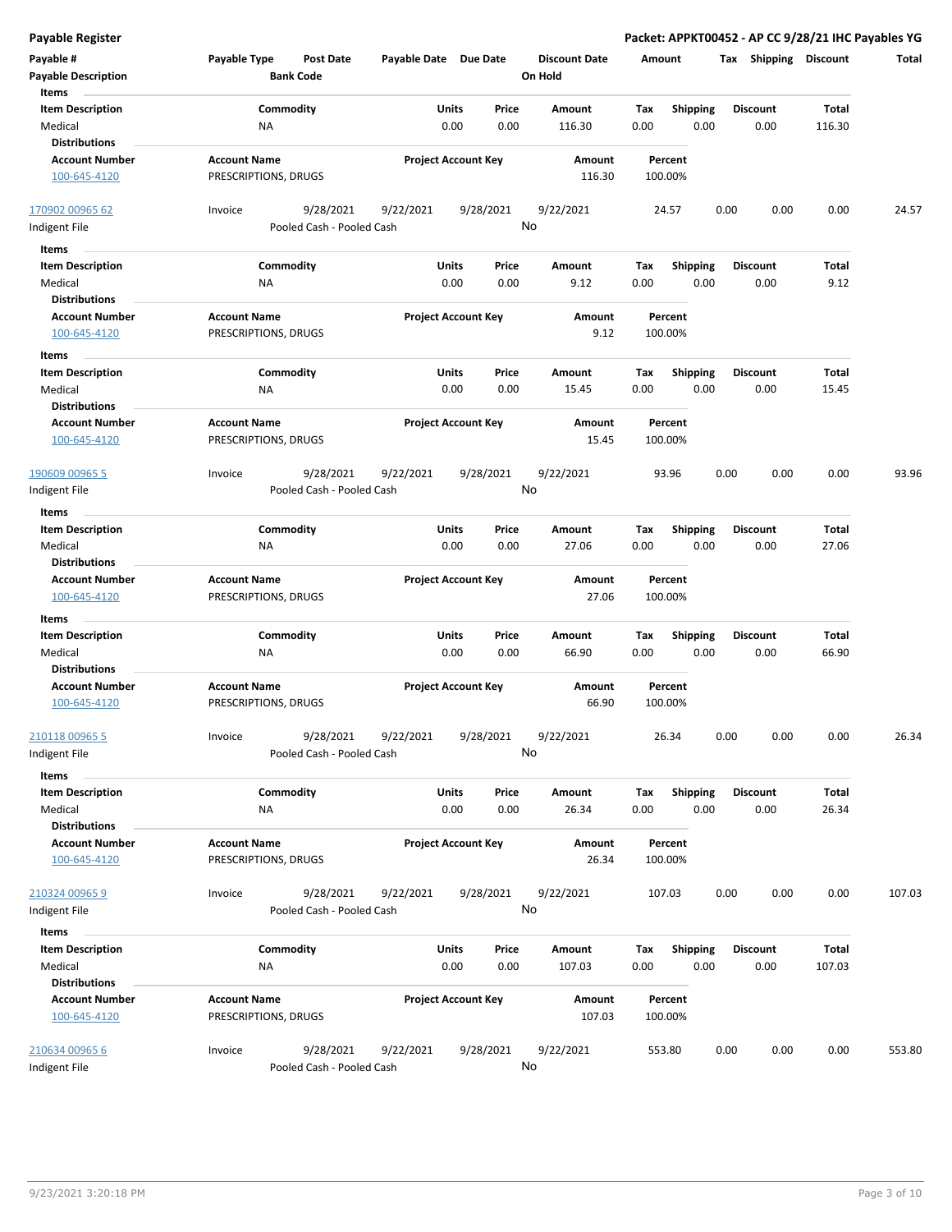# Payable Register

**Packet: APPKT00452 - AP CC 9/28/21 IHC Payables YG**

| Payable # | Payable Type | Post Date | Payable Date | Due Date | Discount Date | Amount | Tax | Shipping | Discount | Total |
|---|---|---|---|---|---|---|---|---|---|---|
| **Payable Description** | | **Bank Code** | | | **On Hold** | | | | | |

**Items**

| Item Description | Commodity | Units | Price | Amount | Tax | Shipping | Discount | Total |
|---|---|---|---|---|---|---|---|---|
| Medical | NA | 0.00 | 0.00 | 116.30 | 0.00 | 0.00 | 0.00 | 116.30 |

**Distributions**

| Account Number | Account Name | Project Account Key | Amount | Percent |
|---|---|---|---|---|
| 100-645-4120 | PRESCRIPTIONS, DRUGS | | 116.30 | 100.00% |

---

| Payable # | Payable Type | Post Date | Payable Date | Due Date | Discount Date | Amount | Tax | Shipping | Discount | Total |
|---|---|---|---|---|---|---|---|---|---|---|
| 170902 00965 62 | Invoice | 9/28/2021 | 9/22/2021 | 9/28/2021 | 9/22/2021 | 24.57 | 0.00 | 0.00 | 0.00 | 24.57 |
| Indigent File | | Pooled Cash - Pooled Cash | | | No | | | | | |

**Items**

| Item Description | Commodity | Units | Price | Amount | Tax | Shipping | Discount | Total |
|---|---|---|---|---|---|---|---|---|
| Medical | NA | 0.00 | 0.00 | 9.12 | 0.00 | 0.00 | 0.00 | 9.12 |

**Distributions**

| Account Number | Account Name | Project Account Key | Amount | Percent |
|---|---|---|---|---|
| 100-645-4120 | PRESCRIPTIONS, DRUGS | | 9.12 | 100.00% |

**Items**

| Item Description | Commodity | Units | Price | Amount | Tax | Shipping | Discount | Total |
|---|---|---|---|---|---|---|---|---|
| Medical | NA | 0.00 | 0.00 | 15.45 | 0.00 | 0.00 | 0.00 | 15.45 |

**Distributions**

| Account Number | Account Name | Project Account Key | Amount | Percent |
|---|---|---|---|---|
| 100-645-4120 | PRESCRIPTIONS, DRUGS | | 15.45 | 100.00% |

---

| Payable # | Payable Type | Post Date | Payable Date | Due Date | Discount Date | Amount | Tax | Shipping | Discount | Total |
|---|---|---|---|---|---|---|---|---|---|---|
| 190609 00965 5 | Invoice | 9/28/2021 | 9/22/2021 | 9/28/2021 | 9/22/2021 | 93.96 | 0.00 | 0.00 | 0.00 | 93.96 |
| Indigent File | | Pooled Cash - Pooled Cash | | | No | | | | | |

**Items**

| Item Description | Commodity | Units | Price | Amount | Tax | Shipping | Discount | Total |
|---|---|---|---|---|---|---|---|---|
| Medical | NA | 0.00 | 0.00 | 27.06 | 0.00 | 0.00 | 0.00 | 27.06 |

**Distributions**

| Account Number | Account Name | Project Account Key | Amount | Percent |
|---|---|---|---|---|
| 100-645-4120 | PRESCRIPTIONS, DRUGS | | 27.06 | 100.00% |

**Items**

| Item Description | Commodity | Units | Price | Amount | Tax | Shipping | Discount | Total |
|---|---|---|---|---|---|---|---|---|
| Medical | NA | 0.00 | 0.00 | 66.90 | 0.00 | 0.00 | 0.00 | 66.90 |

**Distributions**

| Account Number | Account Name | Project Account Key | Amount | Percent |
|---|---|---|---|---|
| 100-645-4120 | PRESCRIPTIONS, DRUGS | | 66.90 | 100.00% |

---

| Payable # | Payable Type | Post Date | Payable Date | Due Date | Discount Date | Amount | Tax | Shipping | Discount | Total |
|---|---|---|---|---|---|---|---|---|---|---|
| 210118 00965 5 | Invoice | 9/28/2021 | 9/22/2021 | 9/28/2021 | 9/22/2021 | 26.34 | 0.00 | 0.00 | 0.00 | 26.34 |
| Indigent File | | Pooled Cash - Pooled Cash | | | No | | | | | |

**Items**

| Item Description | Commodity | Units | Price | Amount | Tax | Shipping | Discount | Total |
|---|---|---|---|---|---|---|---|---|
| Medical | NA | 0.00 | 0.00 | 26.34 | 0.00 | 0.00 | 0.00 | 26.34 |

**Distributions**

| Account Number | Account Name | Project Account Key | Amount | Percent |
|---|---|---|---|---|
| 100-645-4120 | PRESCRIPTIONS, DRUGS | | 26.34 | 100.00% |

---

| Payable # | Payable Type | Post Date | Payable Date | Due Date | Discount Date | Amount | Tax | Shipping | Discount | Total |
|---|---|---|---|---|---|---|---|---|---|---|
| 210324 00965 9 | Invoice | 9/28/2021 | 9/22/2021 | 9/28/2021 | 9/22/2021 | 107.03 | 0.00 | 0.00 | 0.00 | 107.03 |
| Indigent File | | Pooled Cash - Pooled Cash | | | No | | | | | |

**Items**

| Item Description | Commodity | Units | Price | Amount | Tax | Shipping | Discount | Total |
|---|---|---|---|---|---|---|---|---|
| Medical | NA | 0.00 | 0.00 | 107.03 | 0.00 | 0.00 | 0.00 | 107.03 |

**Distributions**

| Account Number | Account Name | Project Account Key | Amount | Percent |
|---|---|---|---|---|
| 100-645-4120 | PRESCRIPTIONS, DRUGS | | 107.03 | 100.00% |

---

| Payable # | Payable Type | Post Date | Payable Date | Due Date | Discount Date | Amount | Tax | Shipping | Discount | Total |
|---|---|---|---|---|---|---|---|---|---|---|
| 210634 00965 6 | Invoice | 9/28/2021 | 9/22/2021 | 9/28/2021 | 9/22/2021 | 553.80 | 0.00 | 0.00 | 0.00 | 553.80 |
| Indigent File | | Pooled Cash - Pooled Cash | | | No | | | | | |

9/23/2021 3:20:18 PM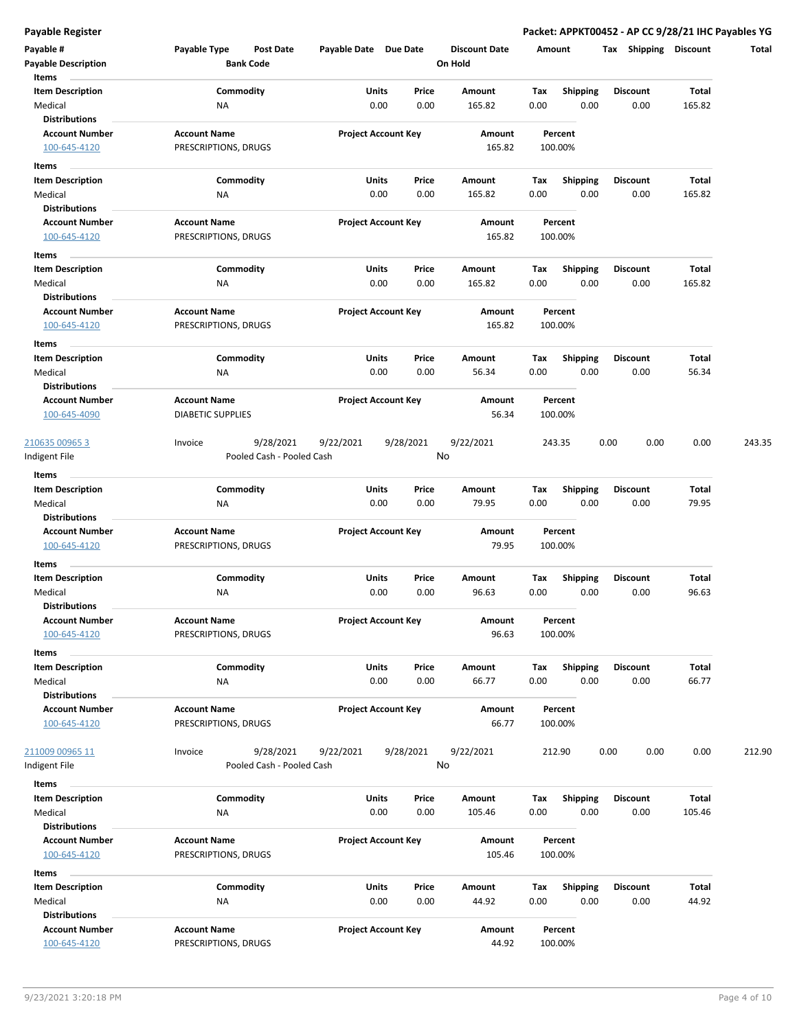**Payable Register** — **Packet: APPKT00452 - AP CC 9/28/21 IHC Payables YG**

| Payable # | Payable Type | Post Date | Payable Date | Due Date | Discount Date | Amount | Tax | Shipping | Discount | Total |
|---|---|---|---|---|---|---|---|---|---|---|
| **Payable Description** | | **Bank Code** | | | **On Hold** | | | | | |

**Items**

| Item Description | Commodity | Units | Price | Amount | Tax | Shipping | Discount | Total |
|---|---|---|---|---|---|---|---|---|
| Medical | NA | 0.00 | 0.00 | 165.82 | 0.00 | 0.00 | 0.00 | 165.82 |

**Distributions**

| Account Number | Account Name | Project Account Key | Amount | Percent |
|---|---|---|---|---|
| 100-645-4120 | PRESCRIPTIONS, DRUGS | | 165.82 | 100.00% |

**Items**

| Item Description | Commodity | Units | Price | Amount | Tax | Shipping | Discount | Total |
|---|---|---|---|---|---|---|---|---|
| Medical | NA | 0.00 | 0.00 | 165.82 | 0.00 | 0.00 | 0.00 | 165.82 |

**Distributions**

| Account Number | Account Name | Project Account Key | Amount | Percent |
|---|---|---|---|---|
| 100-645-4120 | PRESCRIPTIONS, DRUGS | | 165.82 | 100.00% |

**Items**

| Item Description | Commodity | Units | Price | Amount | Tax | Shipping | Discount | Total |
|---|---|---|---|---|---|---|---|---|
| Medical | NA | 0.00 | 0.00 | 165.82 | 0.00 | 0.00 | 0.00 | 165.82 |

**Distributions**

| Account Number | Account Name | Project Account Key | Amount | Percent |
|---|---|---|---|---|
| 100-645-4120 | PRESCRIPTIONS, DRUGS | | 165.82 | 100.00% |

**Items**

| Item Description | Commodity | Units | Price | Amount | Tax | Shipping | Discount | Total |
|---|---|---|---|---|---|---|---|---|
| Medical | NA | 0.00 | 0.00 | 56.34 | 0.00 | 0.00 | 0.00 | 56.34 |

**Distributions**

| Account Number | Account Name | Project Account Key | Amount | Percent |
|---|---|---|---|---|
| 100-645-4090 | DIABETIC SUPPLIES | | 56.34 | 100.00% |

| Payable # | Payable Type | Post Date | Payable Date | Due Date | Discount Date | Amount | Tax | Shipping | Discount | Total |
|---|---|---|---|---|---|---|---|---|---|---|
| 210635 00965 3 | Invoice | 9/28/2021 | 9/22/2021 | 9/28/2021 | 9/22/2021 | 243.35 | 0.00 | 0.00 | 0.00 | 243.35 |
| Indigent File | | Pooled Cash - Pooled Cash | | | No | | | | | |

**Items**

| Item Description | Commodity | Units | Price | Amount | Tax | Shipping | Discount | Total |
|---|---|---|---|---|---|---|---|---|
| Medical | NA | 0.00 | 0.00 | 79.95 | 0.00 | 0.00 | 0.00 | 79.95 |

**Distributions**

| Account Number | Account Name | Project Account Key | Amount | Percent |
|---|---|---|---|---|
| 100-645-4120 | PRESCRIPTIONS, DRUGS | | 79.95 | 100.00% |

**Items**

| Item Description | Commodity | Units | Price | Amount | Tax | Shipping | Discount | Total |
|---|---|---|---|---|---|---|---|---|
| Medical | NA | 0.00 | 0.00 | 96.63 | 0.00 | 0.00 | 0.00 | 96.63 |

**Distributions**

| Account Number | Account Name | Project Account Key | Amount | Percent |
|---|---|---|---|---|
| 100-645-4120 | PRESCRIPTIONS, DRUGS | | 96.63 | 100.00% |

**Items**

| Item Description | Commodity | Units | Price | Amount | Tax | Shipping | Discount | Total |
|---|---|---|---|---|---|---|---|---|
| Medical | NA | 0.00 | 0.00 | 66.77 | 0.00 | 0.00 | 0.00 | 66.77 |

**Distributions**

| Account Number | Account Name | Project Account Key | Amount | Percent |
|---|---|---|---|---|
| 100-645-4120 | PRESCRIPTIONS, DRUGS | | 66.77 | 100.00% |

| Payable # | Payable Type | Post Date | Payable Date | Due Date | Discount Date | Amount | Tax | Shipping | Discount | Total |
|---|---|---|---|---|---|---|---|---|---|---|
| 211009 00965 11 | Invoice | 9/28/2021 | 9/22/2021 | 9/28/2021 | 9/22/2021 | 212.90 | 0.00 | 0.00 | 0.00 | 212.90 |
| Indigent File | | Pooled Cash - Pooled Cash | | | No | | | | | |

**Items**

| Item Description | Commodity | Units | Price | Amount | Tax | Shipping | Discount | Total |
|---|---|---|---|---|---|---|---|---|
| Medical | NA | 0.00 | 0.00 | 105.46 | 0.00 | 0.00 | 0.00 | 105.46 |

**Distributions**

| Account Number | Account Name | Project Account Key | Amount | Percent |
|---|---|---|---|---|
| 100-645-4120 | PRESCRIPTIONS, DRUGS | | 105.46 | 100.00% |

**Items**

| Item Description | Commodity | Units | Price | Amount | Tax | Shipping | Discount | Total |
|---|---|---|---|---|---|---|---|---|
| Medical | NA | 0.00 | 0.00 | 44.92 | 0.00 | 0.00 | 0.00 | 44.92 |

**Distributions**

| Account Number | Account Name | Project Account Key | Amount | Percent |
|---|---|---|---|---|
| 100-645-4120 | PRESCRIPTIONS, DRUGS | | 44.92 | 100.00% |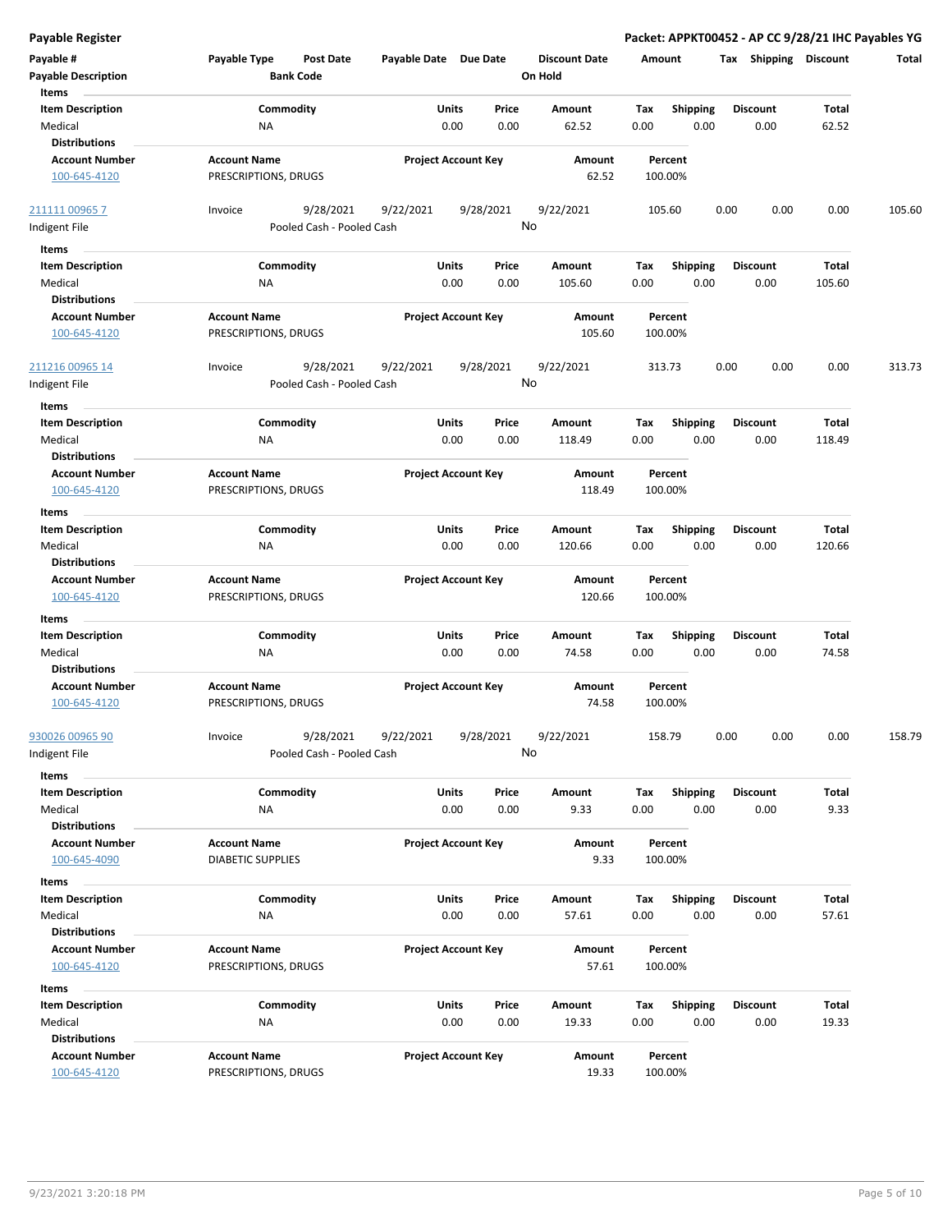**Payable Register** — **Packet: APPKT00452 - AP CC 9/28/21 IHC Payables YG**

| Payable # | Payable Type | Post Date | Payable Date | Due Date | Discount Date | Amount | Tax | Shipping | Discount | Total |
|---|---|---|---|---|---|---|---|---|---|---|
| **Payable Description** | | **Bank Code** | | | **On Hold** | | | | | |

**Items**

| Item Description | Commodity | Units | Price | Amount | Tax | Shipping | Discount | Total |
|---|---|---|---|---|---|---|---|---|
| Medical | NA | 0.00 | 0.00 | 62.52 | 0.00 | 0.00 | 0.00 | 62.52 |

**Distributions**

| Account Number | Account Name | Project Account Key | Amount | Percent |
|---|---|---|---|---|
| 100-645-4120 | PRESCRIPTIONS, DRUGS | | 62.52 | 100.00% |

| Payable # | Payable Type | Post Date | Payable Date | Due Date | Discount Date | Amount | Tax | Shipping | Discount | Total |
|---|---|---|---|---|---|---|---|---|---|---|
| 211111 00965 7 | Invoice | 9/28/2021 | 9/22/2021 | 9/28/2021 | 9/22/2021 | 105.60 | 0.00 | 0.00 | 0.00 | 105.60 |
| Indigent File | | Pooled Cash - Pooled Cash | | | No | | | | | |

**Items**

| Item Description | Commodity | Units | Price | Amount | Tax | Shipping | Discount | Total |
|---|---|---|---|---|---|---|---|---|
| Medical | NA | 0.00 | 0.00 | 105.60 | 0.00 | 0.00 | 0.00 | 105.60 |

**Distributions**

| Account Number | Account Name | Project Account Key | Amount | Percent |
|---|---|---|---|---|
| 100-645-4120 | PRESCRIPTIONS, DRUGS | | 105.60 | 100.00% |

| Payable # | Payable Type | Post Date | Payable Date | Due Date | Discount Date | Amount | Tax | Shipping | Discount | Total |
|---|---|---|---|---|---|---|---|---|---|---|
| 211216 00965 14 | Invoice | 9/28/2021 | 9/22/2021 | 9/28/2021 | 9/22/2021 | 313.73 | 0.00 | 0.00 | 0.00 | 313.73 |
| Indigent File | | Pooled Cash - Pooled Cash | | | No | | | | | |

**Items**

| Item Description | Commodity | Units | Price | Amount | Tax | Shipping | Discount | Total |
|---|---|---|---|---|---|---|---|---|
| Medical | NA | 0.00 | 0.00 | 118.49 | 0.00 | 0.00 | 0.00 | 118.49 |

**Distributions**

| Account Number | Account Name | Project Account Key | Amount | Percent |
|---|---|---|---|---|
| 100-645-4120 | PRESCRIPTIONS, DRUGS | | 118.49 | 100.00% |

**Items**

| Item Description | Commodity | Units | Price | Amount | Tax | Shipping | Discount | Total |
|---|---|---|---|---|---|---|---|---|
| Medical | NA | 0.00 | 0.00 | 120.66 | 0.00 | 0.00 | 0.00 | 120.66 |

**Distributions**

| Account Number | Account Name | Project Account Key | Amount | Percent |
|---|---|---|---|---|
| 100-645-4120 | PRESCRIPTIONS, DRUGS | | 120.66 | 100.00% |

**Items**

| Item Description | Commodity | Units | Price | Amount | Tax | Shipping | Discount | Total |
|---|---|---|---|---|---|---|---|---|
| Medical | NA | 0.00 | 0.00 | 74.58 | 0.00 | 0.00 | 0.00 | 74.58 |

**Distributions**

| Account Number | Account Name | Project Account Key | Amount | Percent |
|---|---|---|---|---|
| 100-645-4120 | PRESCRIPTIONS, DRUGS | | 74.58 | 100.00% |

| Payable # | Payable Type | Post Date | Payable Date | Due Date | Discount Date | Amount | Tax | Shipping | Discount | Total |
|---|---|---|---|---|---|---|---|---|---|---|
| 930026 00965 90 | Invoice | 9/28/2021 | 9/22/2021 | 9/28/2021 | 9/22/2021 | 158.79 | 0.00 | 0.00 | 0.00 | 158.79 |
| Indigent File | | Pooled Cash - Pooled Cash | | | No | | | | | |

**Items**

| Item Description | Commodity | Units | Price | Amount | Tax | Shipping | Discount | Total |
|---|---|---|---|---|---|---|---|---|
| Medical | NA | 0.00 | 0.00 | 9.33 | 0.00 | 0.00 | 0.00 | 9.33 |

**Distributions**

| Account Number | Account Name | Project Account Key | Amount | Percent |
|---|---|---|---|---|
| 100-645-4090 | DIABETIC SUPPLIES | | 9.33 | 100.00% |

**Items**

| Item Description | Commodity | Units | Price | Amount | Tax | Shipping | Discount | Total |
|---|---|---|---|---|---|---|---|---|
| Medical | NA | 0.00 | 0.00 | 57.61 | 0.00 | 0.00 | 0.00 | 57.61 |

**Distributions**

| Account Number | Account Name | Project Account Key | Amount | Percent |
|---|---|---|---|---|
| 100-645-4120 | PRESCRIPTIONS, DRUGS | | 57.61 | 100.00% |

**Items**

| Item Description | Commodity | Units | Price | Amount | Tax | Shipping | Discount | Total |
|---|---|---|---|---|---|---|---|---|
| Medical | NA | 0.00 | 0.00 | 19.33 | 0.00 | 0.00 | 0.00 | 19.33 |

**Distributions**

| Account Number | Account Name | Project Account Key | Amount | Percent |
|---|---|---|---|---|
| 100-645-4120 | PRESCRIPTIONS, DRUGS | | 19.33 | 100.00% |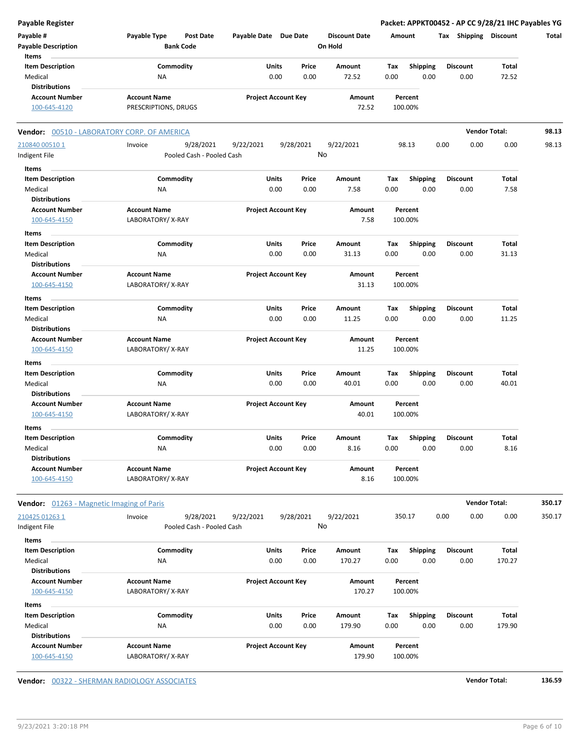**Payable Register** — **Packet: APPKT00452 - AP CC 9/28/21 IHC Payables YG**

| Payable # | Payable Type | Post Date | Payable Date | Due Date | Discount Date | Amount | Tax | Shipping | Discount | Total |
|---|---|---|---|---|---|---|---|---|---|---|
| Payable Description | | Bank Code | | | On Hold | | | | | |

Items

| Item Description | Commodity | Units | Price | Amount | Tax | Shipping | Discount | Total |
|---|---|---|---|---|---|---|---|---|
| Medical | NA | 0.00 | 0.00 | 72.52 | 0.00 | 0.00 | 0.00 | 72.52 |

Distributions

| Account Number | Account Name | Project Account Key | Amount | Percent |
|---|---|---|---|---|
| 100-645-4120 | PRESCRIPTIONS, DRUGS | | 72.52 | 100.00% |

**Vendor:** 00510 - LABORATORY CORP. OF AMERICA — **Vendor Total: 98.13**

| Payable # | Payable Type | Post Date | Payable Date | Due Date | Discount Date | Amount | Tax | Shipping | Discount | Total |
|---|---|---|---|---|---|---|---|---|---|---|
| 210840 00510 1 | Invoice | 9/28/2021 | 9/22/2021 | 9/28/2021 | 9/22/2021 | 98.13 | 0.00 | 0.00 | 0.00 | 98.13 |
| Indigent File | | Pooled Cash - Pooled Cash | | | No | | | | | |

Items

| Item Description | Commodity | Units | Price | Amount | Tax | Shipping | Discount | Total |
|---|---|---|---|---|---|---|---|---|
| Medical | NA | 0.00 | 0.00 | 7.58 | 0.00 | 0.00 | 0.00 | 7.58 |

Distributions

| Account Number | Account Name | Project Account Key | Amount | Percent |
|---|---|---|---|---|
| 100-645-4150 | LABORATORY/ X-RAY | | 7.58 | 100.00% |

Items

| Item Description | Commodity | Units | Price | Amount | Tax | Shipping | Discount | Total |
|---|---|---|---|---|---|---|---|---|
| Medical | NA | 0.00 | 0.00 | 31.13 | 0.00 | 0.00 | 0.00 | 31.13 |

Distributions

| Account Number | Account Name | Project Account Key | Amount | Percent |
|---|---|---|---|---|
| 100-645-4150 | LABORATORY/ X-RAY | | 31.13 | 100.00% |

Items

| Item Description | Commodity | Units | Price | Amount | Tax | Shipping | Discount | Total |
|---|---|---|---|---|---|---|---|---|
| Medical | NA | 0.00 | 0.00 | 11.25 | 0.00 | 0.00 | 0.00 | 11.25 |

Distributions

| Account Number | Account Name | Project Account Key | Amount | Percent |
|---|---|---|---|---|
| 100-645-4150 | LABORATORY/ X-RAY | | 11.25 | 100.00% |

Items

| Item Description | Commodity | Units | Price | Amount | Tax | Shipping | Discount | Total |
|---|---|---|---|---|---|---|---|---|
| Medical | NA | 0.00 | 0.00 | 40.01 | 0.00 | 0.00 | 0.00 | 40.01 |

Distributions

| Account Number | Account Name | Project Account Key | Amount | Percent |
|---|---|---|---|---|
| 100-645-4150 | LABORATORY/ X-RAY | | 40.01 | 100.00% |

Items

| Item Description | Commodity | Units | Price | Amount | Tax | Shipping | Discount | Total |
|---|---|---|---|---|---|---|---|---|
| Medical | NA | 0.00 | 0.00 | 8.16 | 0.00 | 0.00 | 0.00 | 8.16 |

Distributions

| Account Number | Account Name | Project Account Key | Amount | Percent |
|---|---|---|---|---|
| 100-645-4150 | LABORATORY/ X-RAY | | 8.16 | 100.00% |

**Vendor:** 01263 - Magnetic Imaging of Paris — **Vendor Total: 350.17**

| Payable # | Payable Type | Post Date | Payable Date | Due Date | Discount Date | Amount | Tax | Shipping | Discount | Total |
|---|---|---|---|---|---|---|---|---|---|---|
| 210425 01263 1 | Invoice | 9/28/2021 | 9/22/2021 | 9/28/2021 | 9/22/2021 | 350.17 | 0.00 | 0.00 | 0.00 | 350.17 |
| Indigent File | | Pooled Cash - Pooled Cash | | | No | | | | | |

Items

| Item Description | Commodity | Units | Price | Amount | Tax | Shipping | Discount | Total |
|---|---|---|---|---|---|---|---|---|
| Medical | NA | 0.00 | 0.00 | 170.27 | 0.00 | 0.00 | 0.00 | 170.27 |

Distributions

| Account Number | Account Name | Project Account Key | Amount | Percent |
|---|---|---|---|---|
| 100-645-4150 | LABORATORY/ X-RAY | | 170.27 | 100.00% |

Items

| Item Description | Commodity | Units | Price | Amount | Tax | Shipping | Discount | Total |
|---|---|---|---|---|---|---|---|---|
| Medical | NA | 0.00 | 0.00 | 179.90 | 0.00 | 0.00 | 0.00 | 179.90 |

Distributions

| Account Number | Account Name | Project Account Key | Amount | Percent |
|---|---|---|---|---|
| 100-645-4150 | LABORATORY/ X-RAY | | 179.90 | 100.00% |

**Vendor:** 00322 - SHERMAN RADIOLOGY ASSOCIATES — **Vendor Total: 136.59**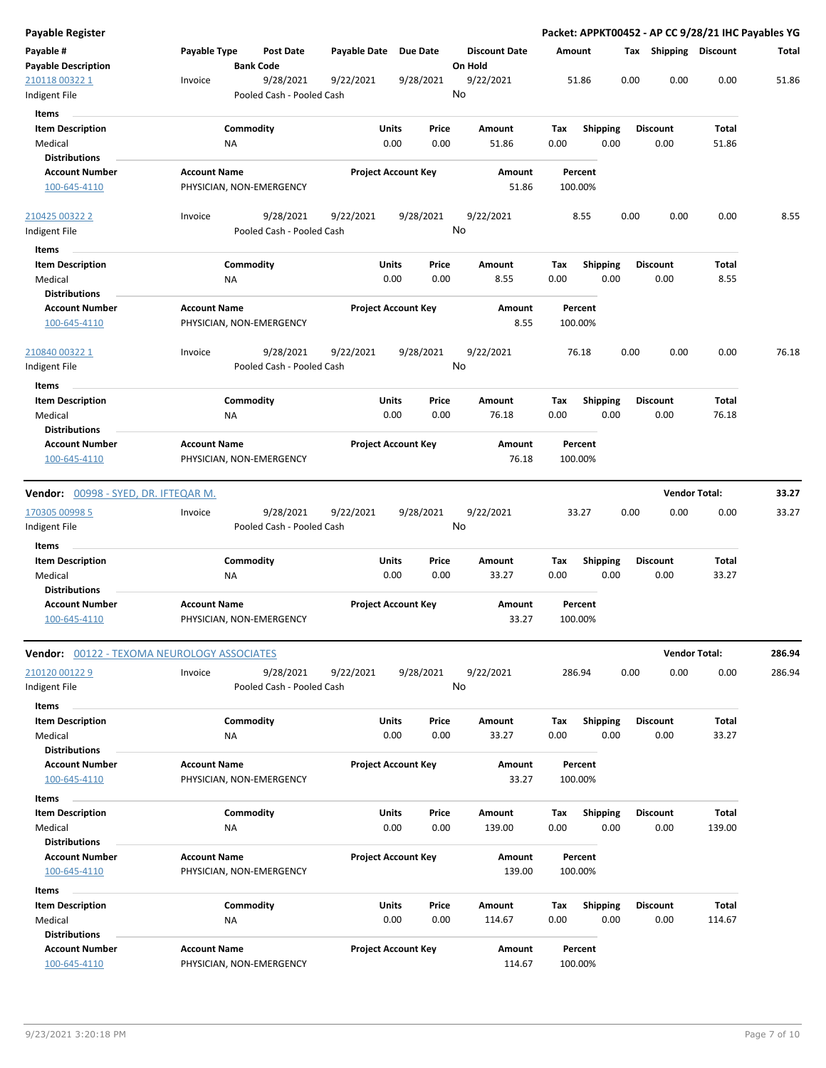**Payable Register** — **Packet: APPKT00452 - AP CC 9/28/21 IHC Payables YG**

| Payable # / Payable Description | Payable Type | Post Date / Bank Code | Payable Date | Due Date | Discount Date / On Hold | Amount | Tax | Shipping | Discount | Total |
|---|---|---|---|---|---|---|---|---|---|---|
| 210118 00322 1 / Indigent File | Invoice | 9/28/2021 / Pooled Cash - Pooled Cash | 9/22/2021 | 9/28/2021 | 9/22/2021 / No | 51.86 | 0.00 | 0.00 | 0.00 | 51.86 |

**Items**

| Item Description | Commodity | Units | Price | Amount | Tax | Shipping | Discount | Total |
|---|---|---|---|---|---|---|---|---|
| Medical | NA | 0.00 | 0.00 | 51.86 | 0.00 | 0.00 | 0.00 | 51.86 |

**Distributions**

| Account Number | Account Name | Project Account Key | Amount | Percent |
|---|---|---|---|---|
| 100-645-4110 | PHYSICIAN, NON-EMERGENCY | | 51.86 | 100.00% |

| Payable # / Payable Description | Payable Type | Post Date / Bank Code | Payable Date | Due Date | Discount Date / On Hold | Amount | Tax | Shipping | Discount | Total |
|---|---|---|---|---|---|---|---|---|---|---|
| 210425 00322 2 / Indigent File | Invoice | 9/28/2021 / Pooled Cash - Pooled Cash | 9/22/2021 | 9/28/2021 | 9/22/2021 / No | 8.55 | 0.00 | 0.00 | 0.00 | 8.55 |

**Items**

| Item Description | Commodity | Units | Price | Amount | Tax | Shipping | Discount | Total |
|---|---|---|---|---|---|---|---|---|
| Medical | NA | 0.00 | 0.00 | 8.55 | 0.00 | 0.00 | 0.00 | 8.55 |

**Distributions**

| Account Number | Account Name | Project Account Key | Amount | Percent |
|---|---|---|---|---|
| 100-645-4110 | PHYSICIAN, NON-EMERGENCY | | 8.55 | 100.00% |

| Payable # / Payable Description | Payable Type | Post Date / Bank Code | Payable Date | Due Date | Discount Date / On Hold | Amount | Tax | Shipping | Discount | Total |
|---|---|---|---|---|---|---|---|---|---|---|
| 210840 00322 1 / Indigent File | Invoice | 9/28/2021 / Pooled Cash - Pooled Cash | 9/22/2021 | 9/28/2021 | 9/22/2021 / No | 76.18 | 0.00 | 0.00 | 0.00 | 76.18 |

**Items**

| Item Description | Commodity | Units | Price | Amount | Tax | Shipping | Discount | Total |
|---|---|---|---|---|---|---|---|---|
| Medical | NA | 0.00 | 0.00 | 76.18 | 0.00 | 0.00 | 0.00 | 76.18 |

**Distributions**

| Account Number | Account Name | Project Account Key | Amount | Percent |
|---|---|---|---|---|
| 100-645-4110 | PHYSICIAN, NON-EMERGENCY | | 76.18 | 100.00% |

**Vendor: 00998 - SYED, DR. IFTEQAR M.** — **Vendor Total: 33.27**

| Payable # / Payable Description | Payable Type | Post Date / Bank Code | Payable Date | Due Date | Discount Date / On Hold | Amount | Tax | Shipping | Discount | Total |
|---|---|---|---|---|---|---|---|---|---|---|
| 170305 00998 5 / Indigent File | Invoice | 9/28/2021 / Pooled Cash - Pooled Cash | 9/22/2021 | 9/28/2021 | 9/22/2021 / No | 33.27 | 0.00 | 0.00 | 0.00 | 33.27 |

**Items**

| Item Description | Commodity | Units | Price | Amount | Tax | Shipping | Discount | Total |
|---|---|---|---|---|---|---|---|---|
| Medical | NA | 0.00 | 0.00 | 33.27 | 0.00 | 0.00 | 0.00 | 33.27 |

**Distributions**

| Account Number | Account Name | Project Account Key | Amount | Percent |
|---|---|---|---|---|
| 100-645-4110 | PHYSICIAN, NON-EMERGENCY | | 33.27 | 100.00% |

**Vendor: 00122 - TEXOMA NEUROLOGY ASSOCIATES** — **Vendor Total: 286.94**

| Payable # / Payable Description | Payable Type | Post Date / Bank Code | Payable Date | Due Date | Discount Date / On Hold | Amount | Tax | Shipping | Discount | Total |
|---|---|---|---|---|---|---|---|---|---|---|
| 210120 00122 9 / Indigent File | Invoice | 9/28/2021 / Pooled Cash - Pooled Cash | 9/22/2021 | 9/28/2021 | 9/22/2021 / No | 286.94 | 0.00 | 0.00 | 0.00 | 286.94 |

**Items**

| Item Description | Commodity | Units | Price | Amount | Tax | Shipping | Discount | Total |
|---|---|---|---|---|---|---|---|---|
| Medical | NA | 0.00 | 0.00 | 33.27 | 0.00 | 0.00 | 0.00 | 33.27 |

**Distributions**

| Account Number | Account Name | Project Account Key | Amount | Percent |
|---|---|---|---|---|
| 100-645-4110 | PHYSICIAN, NON-EMERGENCY | | 33.27 | 100.00% |

**Items**

| Item Description | Commodity | Units | Price | Amount | Tax | Shipping | Discount | Total |
|---|---|---|---|---|---|---|---|---|
| Medical | NA | 0.00 | 0.00 | 139.00 | 0.00 | 0.00 | 0.00 | 139.00 |

**Distributions**

| Account Number | Account Name | Project Account Key | Amount | Percent |
|---|---|---|---|---|
| 100-645-4110 | PHYSICIAN, NON-EMERGENCY | | 139.00 | 100.00% |

**Items**

| Item Description | Commodity | Units | Price | Amount | Tax | Shipping | Discount | Total |
|---|---|---|---|---|---|---|---|---|
| Medical | NA | 0.00 | 0.00 | 114.67 | 0.00 | 0.00 | 0.00 | 114.67 |

**Distributions**

| Account Number | Account Name | Project Account Key | Amount | Percent |
|---|---|---|---|---|
| 100-645-4110 | PHYSICIAN, NON-EMERGENCY | | 114.67 | 100.00% |

9/23/2021 3:20:18 PM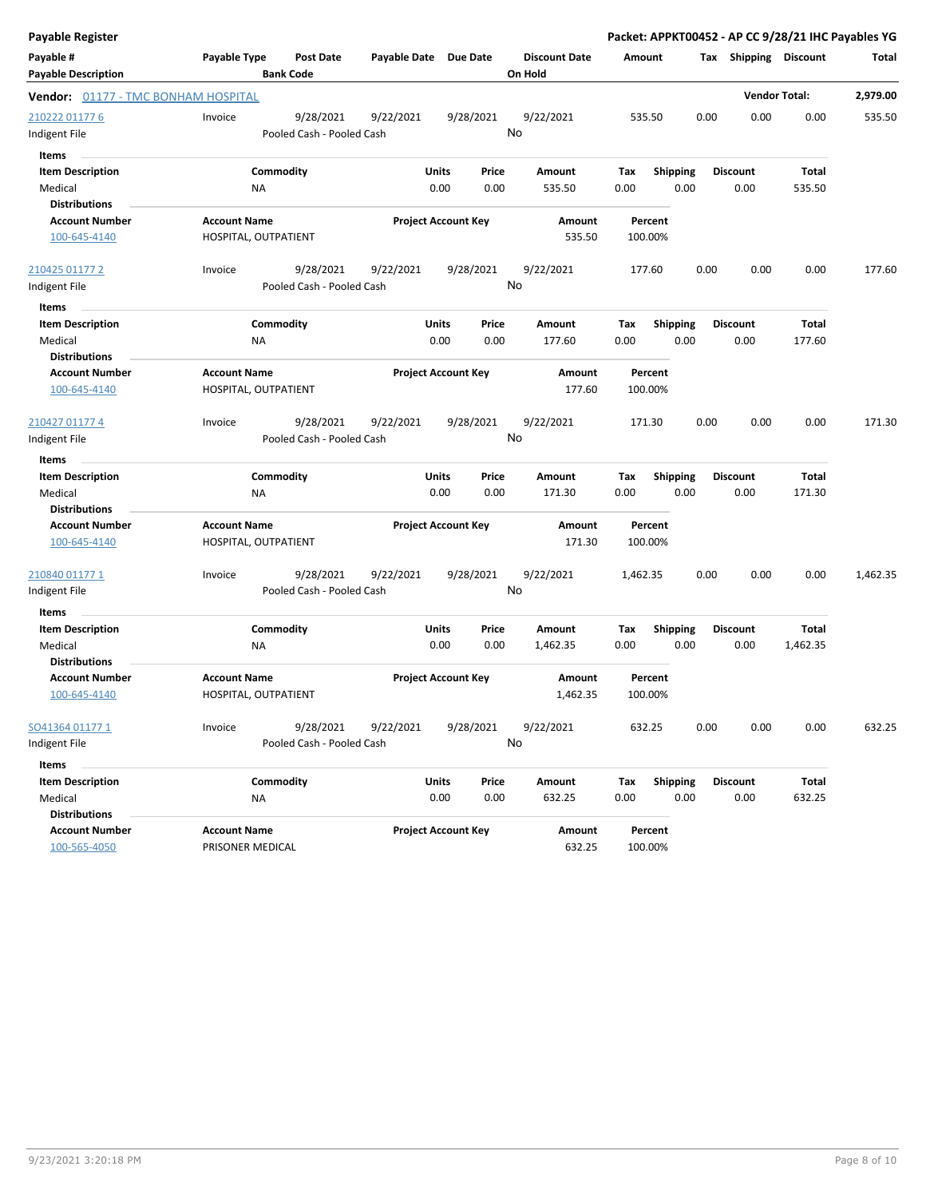**Payable Register** — **Packet: APPKT00452 - AP CC 9/28/21 IHC Payables YG**

| Payable # / Payable Description | Payable Type | Post Date / Bank Code | Payable Date | Due Date | Discount Date / On Hold | Amount | Tax | Shipping | Discount | Total |
|---|---|---|---|---|---|---|---|---|---|---|

**Vendor:** 01177 - TMC BONHAM HOSPITAL — **Vendor Total: 2,979.00**

| Payable # | Payable Type | Post Date | Payable Date | Due Date | Discount Date | Amount | Tax | Shipping | Discount | Total |
|---|---|---|---|---|---|---|---|---|---|---|
| 210222 01177 6 | Invoice | 9/28/2021 | 9/22/2021 | 9/28/2021 | 9/22/2021 | 535.50 | 0.00 | 0.00 | 0.00 | 535.50 |
| Indigent File | | Pooled Cash - Pooled Cash | | | No | | | | | |

**Items**

| Item Description | Commodity | Units | Price | Amount | Tax | Shipping | Discount | Total |
|---|---|---|---|---|---|---|---|---|
| Medical | NA | 0.00 | 0.00 | 535.50 | 0.00 | 0.00 | 0.00 | 535.50 |

**Distributions**

| Account Number | Account Name | Project Account Key | Amount | Percent |
|---|---|---|---|---|
| 100-645-4140 | HOSPITAL, OUTPATIENT | | 535.50 | 100.00% |

| Payable # | Payable Type | Post Date | Payable Date | Due Date | Discount Date | Amount | Tax | Shipping | Discount | Total |
|---|---|---|---|---|---|---|---|---|---|---|
| 210425 01177 2 | Invoice | 9/28/2021 | 9/22/2021 | 9/28/2021 | 9/22/2021 | 177.60 | 0.00 | 0.00 | 0.00 | 177.60 |
| Indigent File | | Pooled Cash - Pooled Cash | | | No | | | | | |

**Items**

| Item Description | Commodity | Units | Price | Amount | Tax | Shipping | Discount | Total |
|---|---|---|---|---|---|---|---|---|
| Medical | NA | 0.00 | 0.00 | 177.60 | 0.00 | 0.00 | 0.00 | 177.60 |

**Distributions**

| Account Number | Account Name | Project Account Key | Amount | Percent |
|---|---|---|---|---|
| 100-645-4140 | HOSPITAL, OUTPATIENT | | 177.60 | 100.00% |

| Payable # | Payable Type | Post Date | Payable Date | Due Date | Discount Date | Amount | Tax | Shipping | Discount | Total |
|---|---|---|---|---|---|---|---|---|---|---|
| 210427 01177 4 | Invoice | 9/28/2021 | 9/22/2021 | 9/28/2021 | 9/22/2021 | 171.30 | 0.00 | 0.00 | 0.00 | 171.30 |
| Indigent File | | Pooled Cash - Pooled Cash | | | No | | | | | |

**Items**

| Item Description | Commodity | Units | Price | Amount | Tax | Shipping | Discount | Total |
|---|---|---|---|---|---|---|---|---|
| Medical | NA | 0.00 | 0.00 | 171.30 | 0.00 | 0.00 | 0.00 | 171.30 |

**Distributions**

| Account Number | Account Name | Project Account Key | Amount | Percent |
|---|---|---|---|---|
| 100-645-4140 | HOSPITAL, OUTPATIENT | | 171.30 | 100.00% |

| Payable # | Payable Type | Post Date | Payable Date | Due Date | Discount Date | Amount | Tax | Shipping | Discount | Total |
|---|---|---|---|---|---|---|---|---|---|---|
| 210840 01177 1 | Invoice | 9/28/2021 | 9/22/2021 | 9/28/2021 | 9/22/2021 | 1,462.35 | 0.00 | 0.00 | 0.00 | 1,462.35 |
| Indigent File | | Pooled Cash - Pooled Cash | | | No | | | | | |

**Items**

| Item Description | Commodity | Units | Price | Amount | Tax | Shipping | Discount | Total |
|---|---|---|---|---|---|---|---|---|
| Medical | NA | 0.00 | 0.00 | 1,462.35 | 0.00 | 0.00 | 0.00 | 1,462.35 |

**Distributions**

| Account Number | Account Name | Project Account Key | Amount | Percent |
|---|---|---|---|---|
| 100-645-4140 | HOSPITAL, OUTPATIENT | | 1,462.35 | 100.00% |

| Payable # | Payable Type | Post Date | Payable Date | Due Date | Discount Date | Amount | Tax | Shipping | Discount | Total |
|---|---|---|---|---|---|---|---|---|---|---|
| SO41364 01177 1 | Invoice | 9/28/2021 | 9/22/2021 | 9/28/2021 | 9/22/2021 | 632.25 | 0.00 | 0.00 | 0.00 | 632.25 |
| Indigent File | | Pooled Cash - Pooled Cash | | | No | | | | | |

**Items**

| Item Description | Commodity | Units | Price | Amount | Tax | Shipping | Discount | Total |
|---|---|---|---|---|---|---|---|---|
| Medical | NA | 0.00 | 0.00 | 632.25 | 0.00 | 0.00 | 0.00 | 632.25 |

**Distributions**

| Account Number | Account Name | Project Account Key | Amount | Percent |
|---|---|---|---|---|
| 100-565-4050 | PRISONER MEDICAL | | 632.25 | 100.00% |

9/23/2021 3:20:18 PM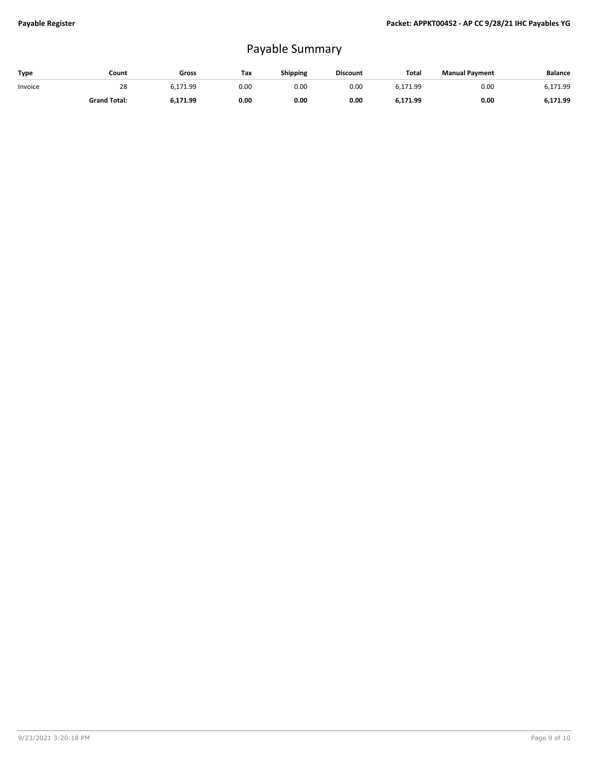# Payable Summary

| Type | Count | Gross | Tax | Shipping | Discount | Total | Manual Payment | Balance |
|---|---|---|---|---|---|---|---|---|
| Invoice | 28 | 6,171.99 | 0.00 | 0.00 | 0.00 | 6,171.99 | 0.00 | 6,171.99 |
| | **Grand Total:** | **6,171.99** | **0.00** | **0.00** | **0.00** | **6,171.99** | **0.00** | **6,171.99** |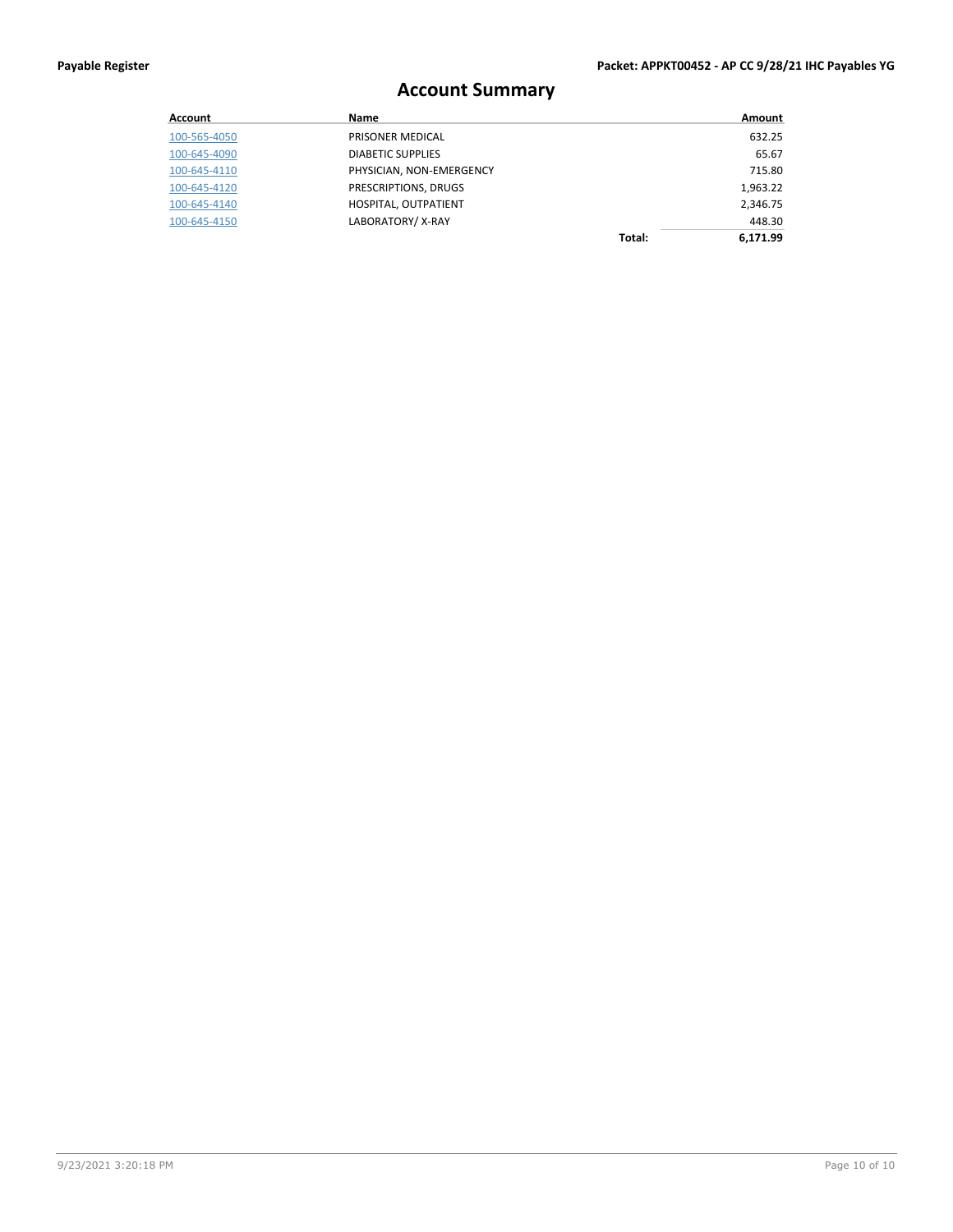# Account Summary

| Account | Name | | Amount |
| --- | --- | --- | --- |
| 100-565-4050 | PRISONER MEDICAL | | 632.25 |
| 100-645-4090 | DIABETIC SUPPLIES | | 65.67 |
| 100-645-4110 | PHYSICIAN, NON-EMERGENCY | | 715.80 |
| 100-645-4120 | PRESCRIPTIONS, DRUGS | | 1,963.22 |
| 100-645-4140 | HOSPITAL, OUTPATIENT | | 2,346.75 |
| 100-645-4150 | LABORATORY/ X-RAY | | 448.30 |
| | | **Total:** | **6,171.99** |